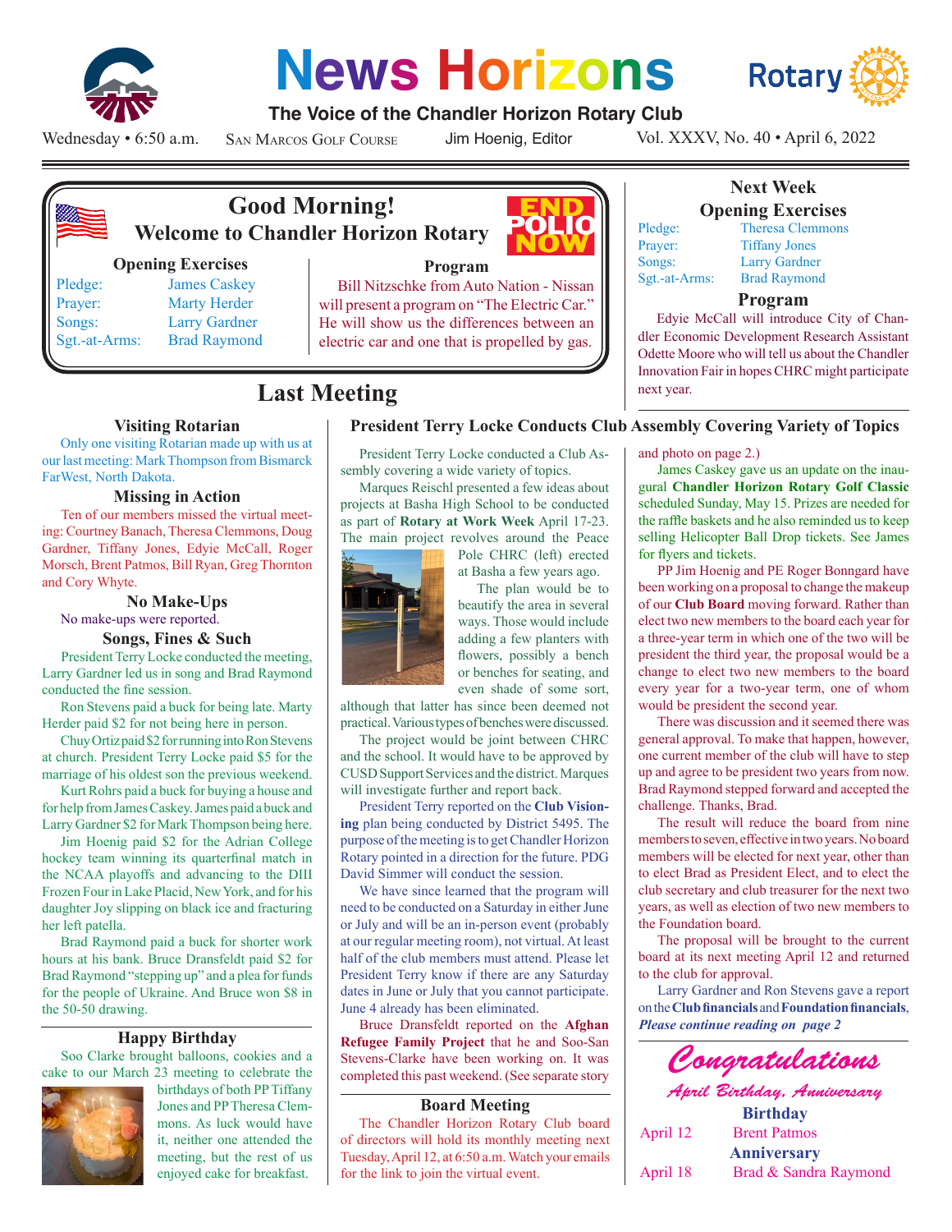# News Horizons

**The Voice of the Chandler Horizon Rotary Club**

Wednesday • 6:50 a.m. San Marcos Golf Course Jim Hoenig, Editor Vol. XXXV, No. 40 • April 6, 2022

## Good Morning!
### Welcome to Chandler Horizon Rotary

END POLIO NOW

**Opening Exercises**

| | |
|---|---|
| Pledge: | James Caskey |
| Prayer: | Marty Herder |
| Songs: | Larry Gardner |
| Sgt.-at-Arms: | Brad Raymond |

**Program**

Bill Nitzschke from Auto Nation - Nissan will present a program on "The Electric Car." He will show us the differences between an electric car and one that is propelled by gas.

## Next Week

**Opening Exercises**

| | |
|---|---|
| Pledge: | Theresa Clemmons |
| Prayer: | Tiffany Jones |
| Songs: | Larry Gardner |
| Sgt.-at-Arms: | Brad Raymond |

**Program**

Edyie McCall will introduce City of Chandler Economic Development Research Assistant Odette Moore who will tell us about the Chandler Innovation Fair in hopes CHRC might participate next year.

## Last Meeting

### Visiting Rotarian

Only one visiting Rotarian made up with us at our last meeting: Mark Thompson from Bismarck FarWest, North Dakota.

### Missing in Action

Ten of our members missed the virtual meeting: Courtney Banach, Theresa Clemmons, Doug Gardner, Tiffany Jones, Edyie McCall, Roger Morsch, Brent Patmos, Bill Ryan, Greg Thornton and Cory Whyte.

### No Make-Ups

No make-ups were reported.

### Songs, Fines & Such

President Terry Locke conducted the meeting, Larry Gardner led us in song and Brad Raymond conducted the fine session.

Ron Stevens paid a buck for being late. Marty Herder paid $2 for not being here in person.

Chuy Ortiz paid $2 for running into Ron Stevens at church. President Terry Locke paid $5 for the marriage of his oldest son the previous weekend.

Kurt Rohrs paid a buck for buying a house and for help from James Caskey. James paid a buck and Larry Gardner $2 for Mark Thompson being here.

Jim Hoenig paid $2 for the Adrian College hockey team winning its quarterfinal match in the NCAA playoffs and advancing to the DIII Frozen Four in Lake Placid, New York, and for his daughter Joy slipping on black ice and fracturing her left patella.

Brad Raymond paid a buck for shorter work hours at his bank. Bruce Dransfeldt paid $2 for Brad Raymond "stepping up" and a plea for funds for the people of Ukraine. And Bruce won $8 in the 50-50 drawing.

### Happy Birthday

Soo Clarke brought balloons, cookies and a cake to our March 23 meeting to celebrate the birthdays of both PP Tiffany Jones and PP Theresa Clemmons. As luck would have it, neither one attended the meeting, but the rest of us enjoyed cake for breakfast.

### President Terry Locke Conducts Club Assembly Covering Variety of Topics

President Terry Locke conducted a Club Assembly covering a wide variety of topics.

Marques Reischl presented a few ideas about projects at Basha High School to be conducted as part of **Rotary at Work Week** April 17-23. The main project revolves around the Peace Pole CHRC (left) erected at Basha a few years ago.

The plan would be to beautify the area in several ways. Those would include adding a few planters with flowers, possibly a bench or benches for seating, and even shade of some sort, although that latter has since been deemed not practical. Various types of benches were discussed.

The project would be joint between CHRC and the school. It would have to be approved by CUSD Support Services and the district. Marques will investigate further and report back.

President Terry reported on the **Club Visioning** plan being conducted by District 5495. The purpose of the meeting is to get Chandler Horizon Rotary pointed in a direction for the future. PDG David Simmer will conduct the session.

We have since learned that the program will need to be conducted on a Saturday in either June or July and will be an in-person event (probably at our regular meeting room), not virtual. At least half of the club members must attend. Please let President Terry know if there are any Saturday dates in June or July that you cannot participate. June 4 already has been eliminated.

Bruce Dransfeldt reported on the **Afghan Refugee Family Project** that he and Soo-San Stevens-Clarke have been working on. It was completed this past weekend. (See separate story and photo on page 2.)

James Caskey gave us an update on the inaugural **Chandler Horizon Rotary Golf Classic** scheduled Sunday, May 15. Prizes are needed for the raffle baskets and he also reminded us to keep selling Helicopter Ball Drop tickets. See James for flyers and tickets.

PP Jim Hoenig and PE Roger Bonngard have been working on a proposal to change the makeup of our **Club Board** moving forward. Rather than elect two new members to the board each year for a three-year term in which one of the two will be president the third year, the proposal would be a change to elect two new members to the board every year for a two-year term, one of whom would be president the second year.

There was discussion and it seemed there was general approval. To make that happen, however, one current member of the club will have to step up and agree to be president two years from now. Brad Raymond stepped forward and accepted the challenge. Thanks, Brad.

The result will reduce the board from nine members to seven, effective in two years. No board members will be elected for next year, other than to elect Brad as President Elect, and to elect the club secretary and club treasurer for the next two years, as well as election of two new members to the Foundation board.

The proposal will be brought to the current board at its next meeting April 12 and returned to the club for approval.

Larry Gardner and Ron Stevens gave a report on the **Club financials** and **Foundation financials**, ***Please continue reading on page 2***

### Board Meeting

The Chandler Horizon Rotary Club board of directors will hold its monthly meeting next Tuesday, April 12, at 6:50 a.m. Watch your emails for the link to join the virtual event.

## *Congratulations*

*April Birthday, Anniversary*

**Birthday**

| | |
|---|---|
| April 12 | Brent Patmos |

**Anniversary**

| | |
|---|---|
| April 18 | Brad & Sandra Raymond |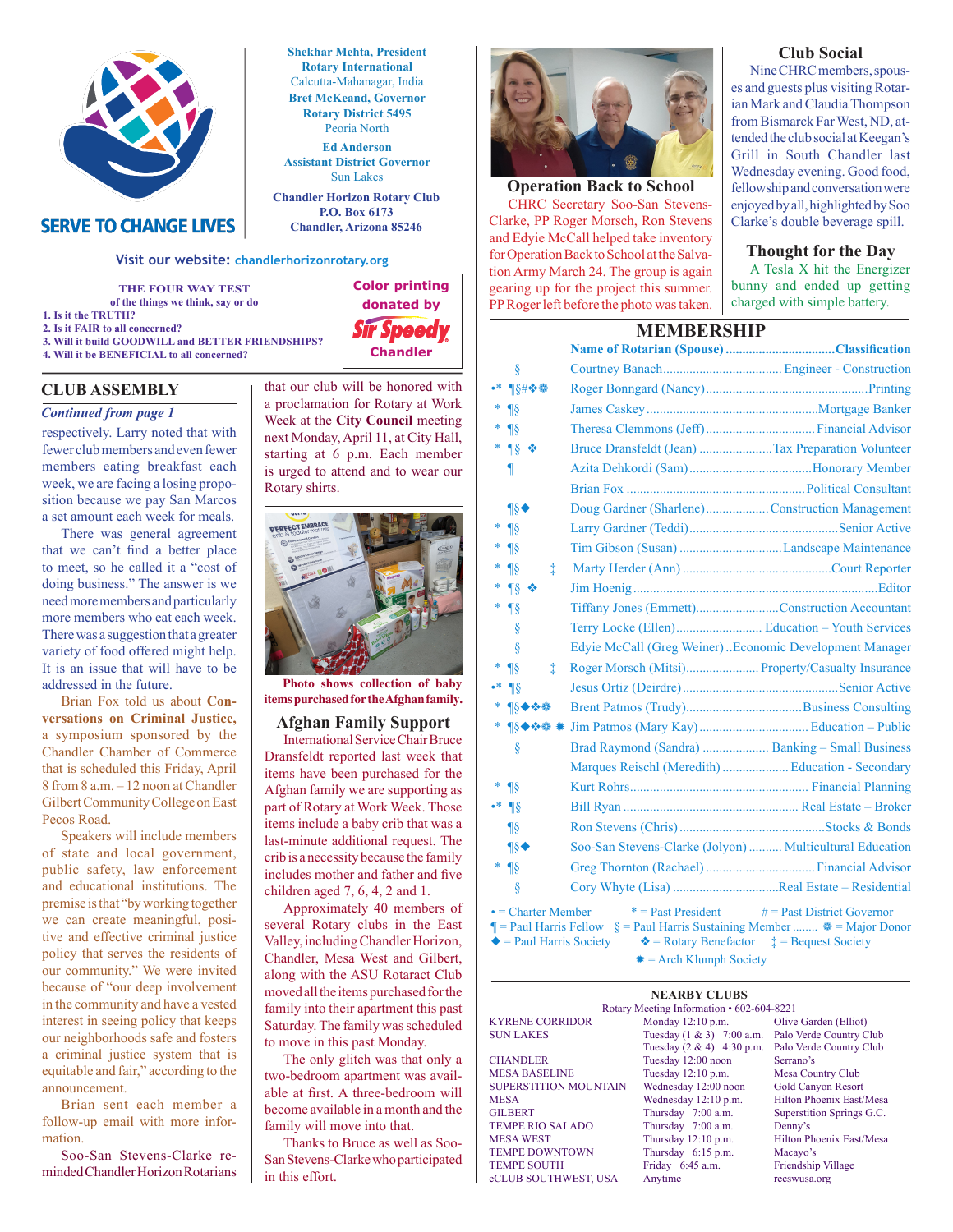SERVE TO CHANGE LIVES

**Shekhar Mehta, President**
**Rotary International**
Calcutta-Mahanagar, India
**Bret McKeand, Governor**
**Rotary District 5495**
Peoria North
**Ed Anderson**
**Assistant District Governor**
Sun Lakes

**Chandler Horizon Rotary Club**
**P.O. Box 6173**
**Chandler, Arizona 85246**

**Visit our website:** chandlerhorizonrotary.org

**THE FOUR WAY TEST**
of the things we think, say or do
1. Is it the TRUTH?
2. Is it FAIR to all concerned?
3. Will it build GOODWILL and BETTER FRIENDSHIPS?
4. Will it be BENEFICIAL to all concerned?

**Color printing donated by Sir Speedy Chandler**

## CLUB ASSEMBLY

*Continued from page 1*

respectively. Larry noted that with fewer club members and even fewer members eating breakfast each week, we are facing a losing proposition because we pay San Marcos a set amount each week for meals.

There was general agreement that we can't find a better place to meet, so he called it a "cost of doing business." The answer is we need more members and particularly more members who eat each week. There was a suggestion that a greater variety of food offered might help. It is an issue that will have to be addressed in the future.

Brian Fox told us about **Conversations on Criminal Justice,** a symposium sponsored by the Chandler Chamber of Commerce that is scheduled this Friday, April 8 from 8 a.m. – 12 noon at Chandler Gilbert Community College on East Pecos Road.

Speakers will include members of state and local government, public safety, law enforcement and educational institutions. The premise is that "by working together we can create meaningful, positive and effective criminal justice policy that serves the residents of our community." We were invited because of "our deep involvement in the community and have a vested interest in seeing policy that keeps our neighborhoods safe and fosters a criminal justice system that is equitable and fair," according to the announcement.

Brian sent each member a follow-up email with more information.

Soo-San Stevens-Clarke reminded Chandler Horizon Rotarians that our club will be honored with a proclamation for Rotary at Work Week at the **City Council** meeting next Monday, April 11, at City Hall, starting at 6 p.m. Each member is urged to attend and to wear our Rotary shirts.

**Photo shows collection of baby items purchased for the Afghan family.**

## Afghan Family Support

International Service Chair Bruce Dransfeldt reported last week that items have been purchased for the Afghan family we are supporting as part of Rotary at Work Week. Those items include a baby crib that was a last-minute additional request. The crib is a necessity because the family includes mother and father and five children aged 7, 6, 4, 2 and 1.

Approximately 40 members of several Rotary clubs in the East Valley, including Chandler Horizon, Chandler, Mesa West and Gilbert, along with the ASU Rotaract Club moved all the items purchased for the family into their apartment this past Saturday. The family was scheduled to move in this past Monday.

The only glitch was that only a two-bedroom apartment was available at first. A three-bedroom will become available in a month and the family will move into that.

Thanks to Bruce as well as Soo-San Stevens-Clarke who participated in this effort.

## Operation Back to School

CHRC Secretary Soo-San Stevens-Clarke, PP Roger Morsch, Ron Stevens and Edyie McCall helped take inventory for Operation Back to School at the Salvation Army March 24. The group is again gearing up for the project this summer. PP Roger left before the photo was taken.

## Club Social

Nine CHRC members, spouses and guests plus visiting Rotarian Mark and Claudia Thompson from Bismarck Far West, ND, attended the club social at Keegan's Grill in South Chandler last Wednesday evening. Good food, fellowship and conversation were enjoyed by all, highlighted by Soo Clarke's double beverage spill.

## Thought for the Day

A Tesla X hit the Energizer bunny and ended up getting charged with simple battery.

## MEMBERSHIP

| | Name of Rotarian (Spouse) | Classification |
|---|---|---|
| § | Courtney Banach | Engineer - Construction |
| •* ¶§#❖❁ | Roger Bonngard (Nancy) | Printing |
| * ¶§ | James Caskey | Mortgage Banker |
| * ¶§ | Theresa Clemmons (Jeff) | Financial Advisor |
| * ¶§ ❖ | Bruce Dransfeldt (Jean) | Tax Preparation Volunteer |
| ¶ | Azita Dehkordi (Sam) | Honorary Member |
| | Brian Fox | Political Consultant |
| ¶§◆ | Doug Gardner (Sharlene) | Construction Management |
| * ¶§ | Larry Gardner (Teddi) | Senior Active |
| * ¶§ | Tim Gibson (Susan) | Landscape Maintenance |
| * ¶§ ‡ | Marty Herder (Ann) | Court Reporter |
| * ¶§ ❖ | Jim Hoenig | Editor |
| * ¶§ | Tiffany Jones (Emmett) | Construction Accountant |
| § | Terry Locke (Ellen) | Education – Youth Services |
| § | Edyie McCall (Greg Weiner) | Economic Development Manager |
| * ¶§ ‡ | Roger Morsch (Mitsi) | Property/Casualty Insurance |
| •* ¶§ | Jesus Ortiz (Deirdre) | Senior Active |
| * ¶§◆❖❁ | Brent Patmos (Trudy) | Business Consulting |
| * ¶§◆❖❁ ✹ | Jim Patmos (Mary Kay) | Education – Public |
| § | Brad Raymond (Sandra) | Banking – Small Business |
| | Marques Reischl (Meredith) | Education - Secondary |
| * ¶§ | Kurt Rohrs | Financial Planning |
| •* ¶§ | Bill Ryan | Real Estate – Broker |
| ¶§ | Ron Stevens (Chris) | Stocks & Bonds |
| ¶§◆ | Soo-San Stevens-Clarke (Jolyon) | Multicultural Education |
| * ¶§ | Greg Thornton (Rachael) | Financial Advisor |
| § | Cory Whyte (Lisa) | Real Estate – Residential |

• = Charter Member   * = Past President   # = Past District Governor
¶ = Paul Harris Fellow   § = Paul Harris Sustaining Member   ❁ = Major Donor
◆ = Paul Harris Society   ❖ = Rotary Benefactor   ‡ = Bequest Society
✹ = Arch Klumph Society

## NEARBY CLUBS

Rotary Meeting Information • 602-604-8221

| | | |
|---|---|---|
| KYRENE CORRIDOR | Monday 12:10 p.m. | Olive Garden (Elliot) |
| SUN LAKES | Tuesday (1 & 3) 7:00 a.m. | Palo Verde Country Club |
| | Tuesday (2 & 4) 4:30 p.m. | Palo Verde Country Club |
| CHANDLER | Tuesday 12:00 noon | Serrano's |
| MESA BASELINE | Tuesday 12:10 p.m. | Mesa Country Club |
| SUPERSTITION MOUNTAIN | Wednesday 12:00 noon | Gold Canyon Resort |
| MESA | Wednesday 12:10 p.m. | Hilton Phoenix East/Mesa |
| GILBERT | Thursday 7:00 a.m. | Superstition Springs G.C. |
| TEMPE RIO SALADO | Thursday 7:00 a.m. | Denny's |
| MESA WEST | Thursday 12:10 p.m. | Hilton Phoenix East/Mesa |
| TEMPE DOWNTOWN | Thursday 6:15 p.m. | Macayo's |
| TEMPE SOUTH | Friday 6:45 a.m. | Friendship Village |
| eCLUB SOUTHWEST, USA | Anytime | recswusa.org |